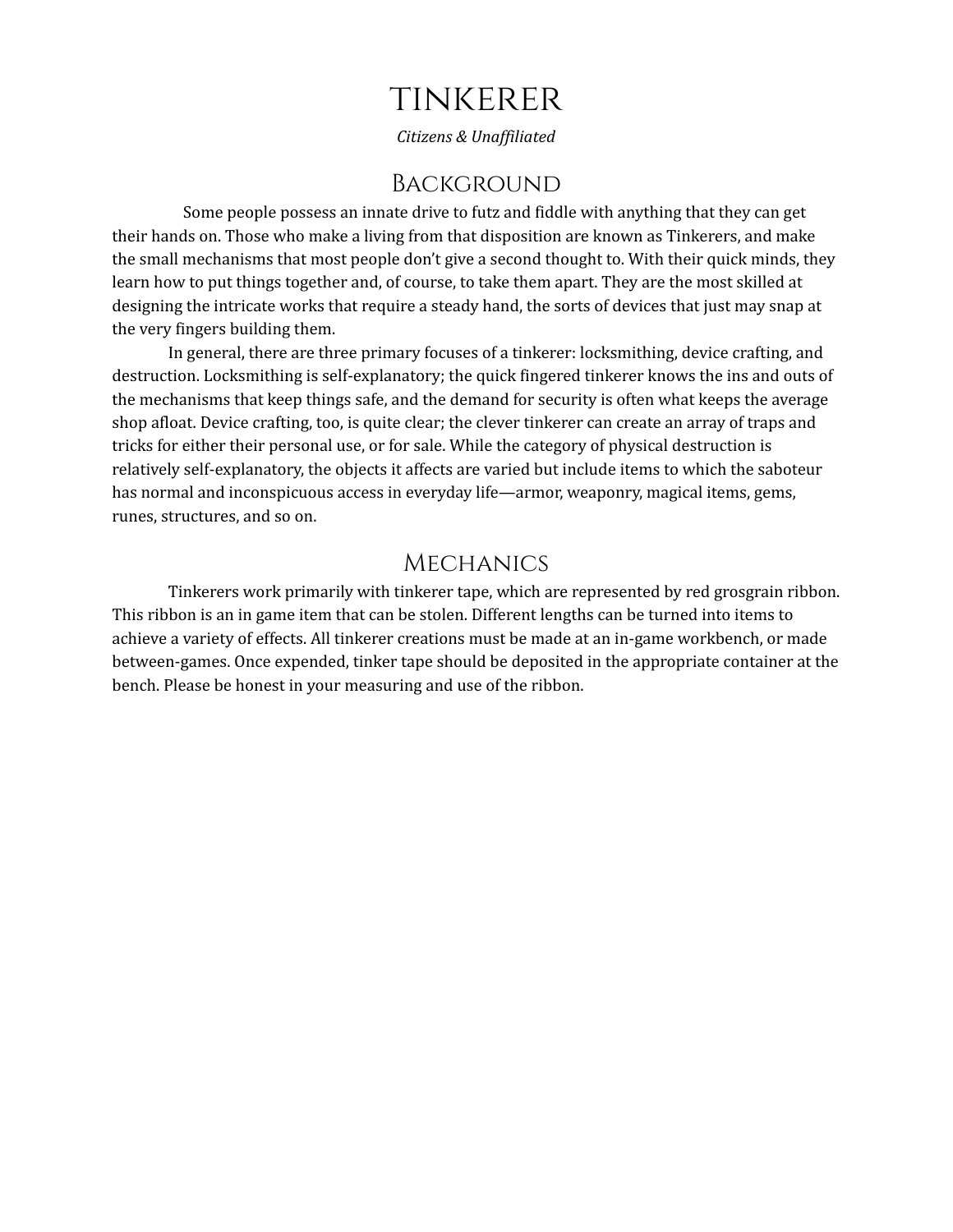# Tinkerer

*Citizens & Unaffiliated*

## Background

Some people possess an innate drive to futz and fiddle with anything that they can get their hands on. Those who make a living from that disposition are known as Tinkerers, and make the small mechanisms that most people don't give a second thought to. With their quick minds, they learn how to put things together and, of course, to take them apart. They are the most skilled at designing the intricate works that require a steady hand, the sorts of devices that just may snap at the very fingers building them.

In general, there are three primary focuses of a tinkerer: locksmithing, device crafting, and destruction. Locksmithing is self-explanatory; the quick fingered tinkerer knows the ins and outs of the mechanisms that keep things safe, and the demand for security is often what keeps the average shop afloat. Device crafting, too, is quite clear; the clever tinkerer can create an array of traps and tricks for either their personal use, or for sale. While the category of physical destruction is relatively self-explanatory, the objects it affects are varied but include items to which the saboteur has normal and inconspicuous access in everyday life—armor, weaponry, magical items, gems, runes, structures, and so on.

## Mechanics

Tinkerers work primarily with tinkerer tape, which are represented by red grosgrain ribbon. This ribbon is an in game item that can be stolen. Different lengths can be turned into items to achieve a variety of effects. All tinkerer creations must be made at an in-game workbench, or made between-games. Once expended, tinker tape should be deposited in the appropriate container at the bench. Please be honest in your measuring and use of the ribbon.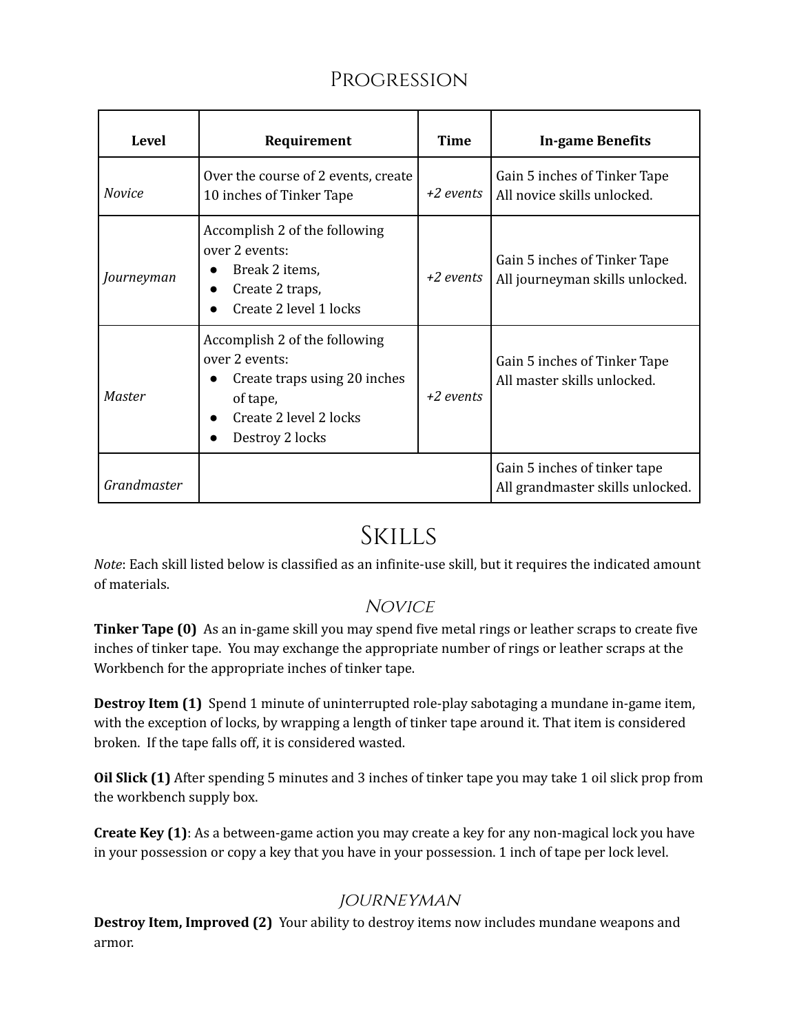## Progression

| Level | Requirement | Time | In-game Benefits |
|---|---|---|---|
| *Novice* | Over the course of 2 events, create 10 inches of Tinker Tape | *+2 events* | Gain 5 inches of Tinker Tape<br>All novice skills unlocked. |
| *Journeyman* | Accomplish 2 of the following over 2 events:<br>● Break 2 items,<br>● Create 2 traps,<br>● Create 2 level 1 locks | *+2 events* | Gain 5 inches of Tinker Tape<br>All journeyman skills unlocked. |
| *Master* | Accomplish 2 of the following over 2 events:<br>● Create traps using 20 inches of tape,<br>● Create 2 level 2 locks<br>● Destroy 2 locks | *+2 events* | Gain 5 inches of Tinker Tape<br>All master skills unlocked. |
| *Grandmaster* | | | Gain 5 inches of tinker tape<br>All grandmaster skills unlocked. |

# Skills

*Note*: Each skill listed below is classified as an infinite-use skill, but it requires the indicated amount of materials.

### *Novice*

**Tinker Tape (0)** As an in-game skill you may spend five metal rings or leather scraps to create five inches of tinker tape. You may exchange the appropriate number of rings or leather scraps at the Workbench for the appropriate inches of tinker tape.

**Destroy Item (1)** Spend 1 minute of uninterrupted role-play sabotaging a mundane in-game item, with the exception of locks, by wrapping a length of tinker tape around it. That item is considered broken. If the tape falls off, it is considered wasted.

**Oil Slick (1)** After spending 5 minutes and 3 inches of tinker tape you may take 1 oil slick prop from the workbench supply box.

**Create Key (1)**: As a between-game action you may create a key for any non-magical lock you have in your possession or copy a key that you have in your possession. 1 inch of tape per lock level.

### *Journeyman*

**Destroy Item, Improved (2)** Your ability to destroy items now includes mundane weapons and armor.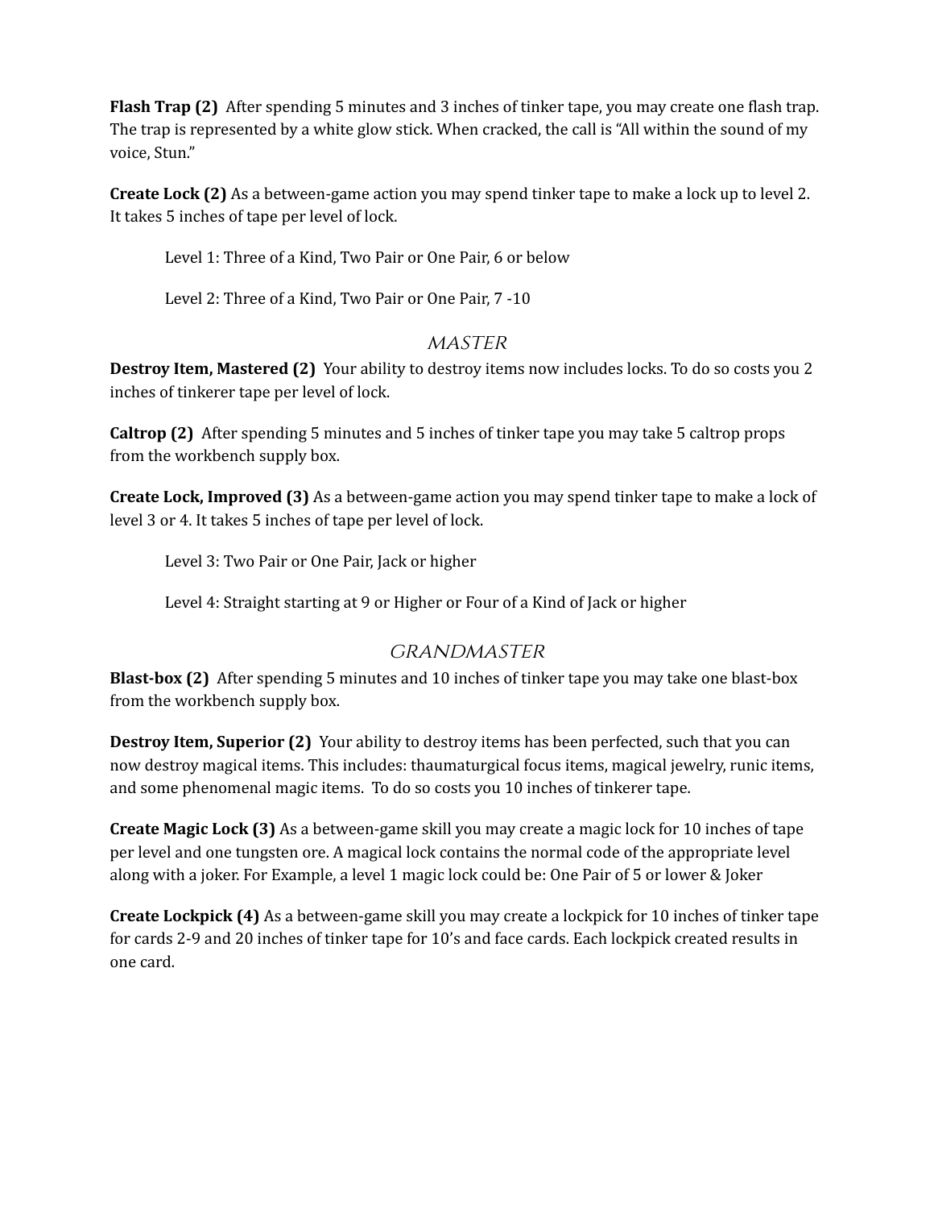**Flash Trap (2)** After spending 5 minutes and 3 inches of tinker tape, you may create one flash trap. The trap is represented by a white glow stick. When cracked, the call is "All within the sound of my voice, Stun."

**Create Lock (2)** As a between-game action you may spend tinker tape to make a lock up to level 2. It takes 5 inches of tape per level of lock.

> Level 1: Three of a Kind, Two Pair or One Pair, 6 or below
>
> Level 2: Three of a Kind, Two Pair or One Pair, 7 -10

## *MASTER*

**Destroy Item, Mastered (2)** Your ability to destroy items now includes locks. To do so costs you 2 inches of tinkerer tape per level of lock.

**Caltrop (2)** After spending 5 minutes and 5 inches of tinker tape you may take 5 caltrop props from the workbench supply box.

**Create Lock, Improved (3)** As a between-game action you may spend tinker tape to make a lock of level 3 or 4. It takes 5 inches of tape per level of lock.

> Level 3: Two Pair or One Pair, Jack or higher
>
> Level 4: Straight starting at 9 or Higher or Four of a Kind of Jack or higher

## *GRANDMASTER*

**Blast-box (2)** After spending 5 minutes and 10 inches of tinker tape you may take one blast-box from the workbench supply box.

**Destroy Item, Superior (2)** Your ability to destroy items has been perfected, such that you can now destroy magical items. This includes: thaumaturgical focus items, magical jewelry, runic items, and some phenomenal magic items. To do so costs you 10 inches of tinkerer tape.

**Create Magic Lock (3)** As a between-game skill you may create a magic lock for 10 inches of tape per level and one tungsten ore. A magical lock contains the normal code of the appropriate level along with a joker. For Example, a level 1 magic lock could be: One Pair of 5 or lower & Joker

**Create Lockpick (4)** As a between-game skill you may create a lockpick for 10 inches of tinker tape for cards 2-9 and 20 inches of tinker tape for 10's and face cards. Each lockpick created results in one card.